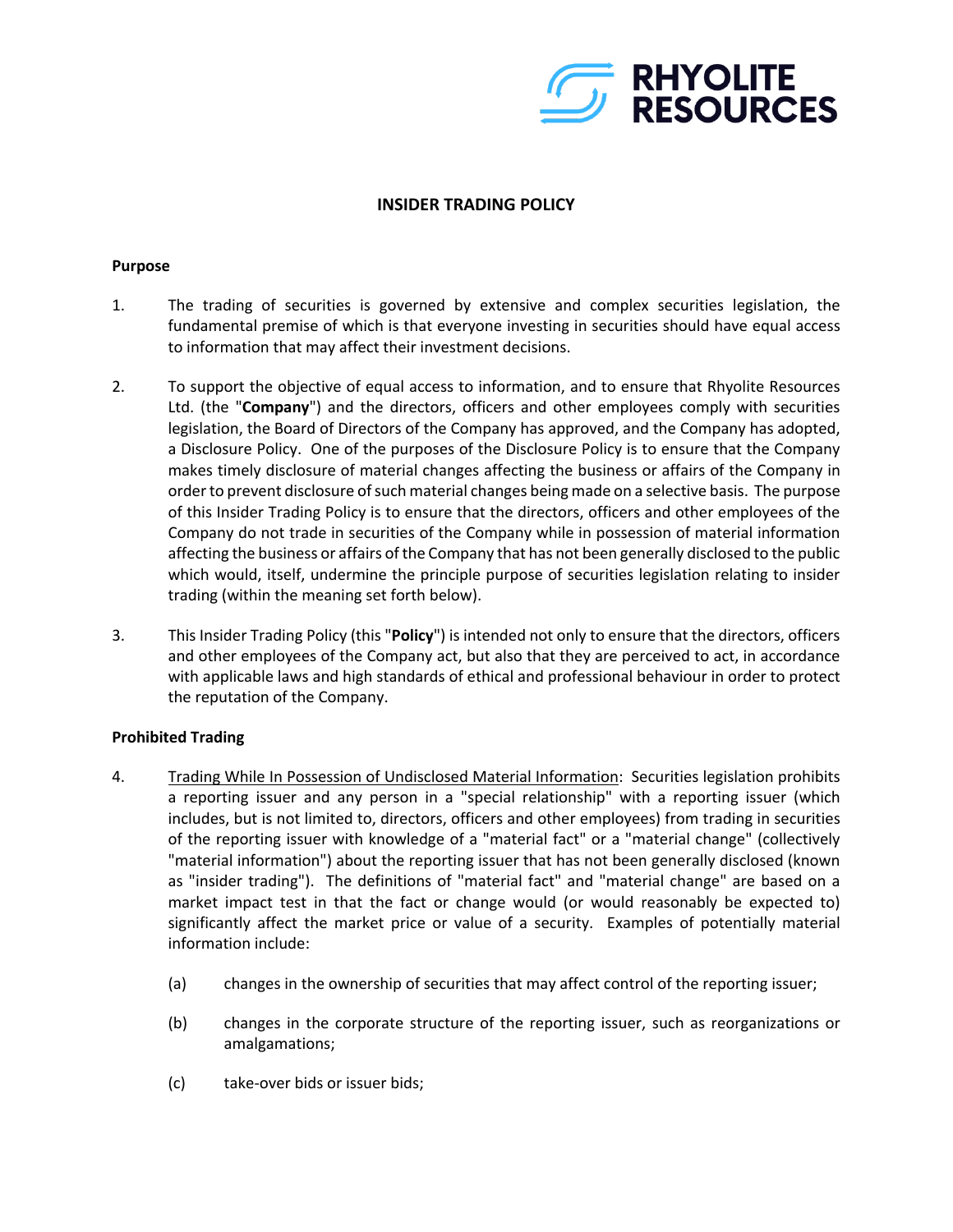# INSIDER TRADING POLICY

## Purpose

1. The trading of securities is governed by extensive and complex securities legislation, the fundamental premise of which is that everyone investing in securities should have equal access to information that may affect their investment decisions.

2. To support the objective of equal access to information, and to ensure that Rhyolite Resources Ltd. (the "**Company**") and the directors, officers and other employees comply with securities legislation, the Board of Directors of the Company has approved, and the Company has adopted, a Disclosure Policy. One of the purposes of the Disclosure Policy is to ensure that the Company makes timely disclosure of material changes affecting the business or affairs of the Company in order to prevent disclosure of such material changes being made on a selective basis. The purpose of this Insider Trading Policy is to ensure that the directors, officers and other employees of the Company do not trade in securities of the Company while in possession of material information affecting the business or affairs of the Company that has not been generally disclosed to the public which would, itself, undermine the principle purpose of securities legislation relating to insider trading (within the meaning set forth below).

3. This Insider Trading Policy (this "**Policy**") is intended not only to ensure that the directors, officers and other employees of the Company act, but also that they are perceived to act, in accordance with applicable laws and high standards of ethical and professional behaviour in order to protect the reputation of the Company.

## Prohibited Trading

4. <u>Trading While In Possession of Undisclosed Material Information</u>: Securities legislation prohibits a reporting issuer and any person in a "special relationship" with a reporting issuer (which includes, but is not limited to, directors, officers and other employees) from trading in securities of the reporting issuer with knowledge of a "material fact" or a "material change" (collectively "material information") about the reporting issuer that has not been generally disclosed (known as "insider trading"). The definitions of "material fact" and "material change" are based on a market impact test in that the fact or change would (or would reasonably be expected to) significantly affect the market price or value of a security. Examples of potentially material information include:

   (a) changes in the ownership of securities that may affect control of the reporting issuer;

   (b) changes in the corporate structure of the reporting issuer, such as reorganizations or amalgamations;

   (c) take-over bids or issuer bids;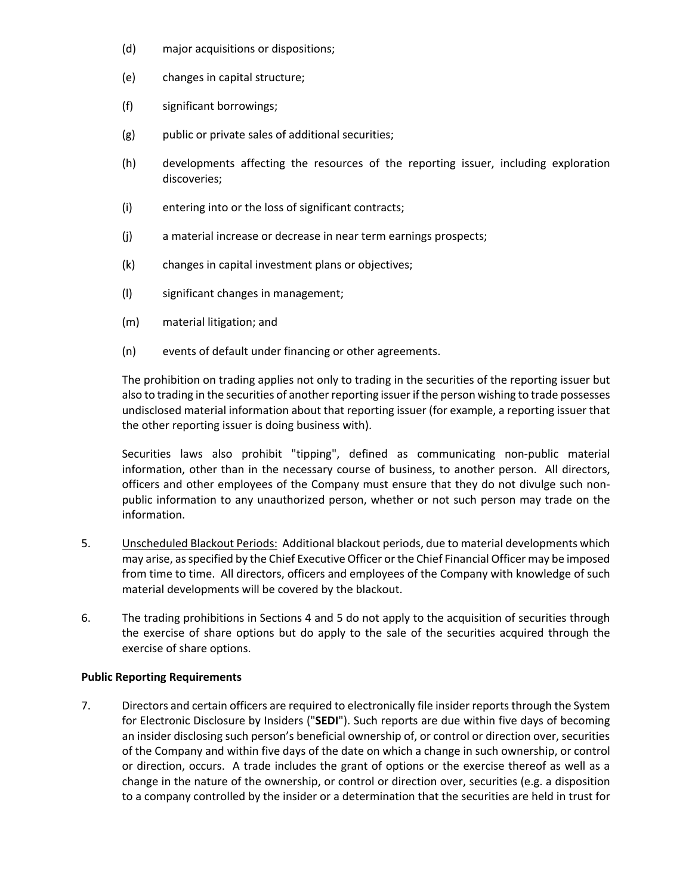(d) major acquisitions or dispositions;

(e) changes in capital structure;

(f) significant borrowings;

(g) public or private sales of additional securities;

(h) developments affecting the resources of the reporting issuer, including exploration discoveries;

(i) entering into or the loss of significant contracts;

(j) a material increase or decrease in near term earnings prospects;

(k) changes in capital investment plans or objectives;

(l) significant changes in management;

(m) material litigation; and

(n) events of default under financing or other agreements.

The prohibition on trading applies not only to trading in the securities of the reporting issuer but also to trading in the securities of another reporting issuer if the person wishing to trade possesses undisclosed material information about that reporting issuer (for example, a reporting issuer that the other reporting issuer is doing business with).

Securities laws also prohibit "tipping", defined as communicating non-public material information, other than in the necessary course of business, to another person. All directors, officers and other employees of the Company must ensure that they do not divulge such non-public information to any unauthorized person, whether or not such person may trade on the information.

5. Unscheduled Blackout Periods: Additional blackout periods, due to material developments which may arise, as specified by the Chief Executive Officer or the Chief Financial Officer may be imposed from time to time. All directors, officers and employees of the Company with knowledge of such material developments will be covered by the blackout.

6. The trading prohibitions in Sections 4 and 5 do not apply to the acquisition of securities through the exercise of share options but do apply to the sale of the securities acquired through the exercise of share options.

**Public Reporting Requirements**

7. Directors and certain officers are required to electronically file insider reports through the System for Electronic Disclosure by Insiders ("**SEDI**"). Such reports are due within five days of becoming an insider disclosing such person's beneficial ownership of, or control or direction over, securities of the Company and within five days of the date on which a change in such ownership, or control or direction, occurs. A trade includes the grant of options or the exercise thereof as well as a change in the nature of the ownership, or control or direction over, securities (e.g. a disposition to a company controlled by the insider or a determination that the securities are held in trust for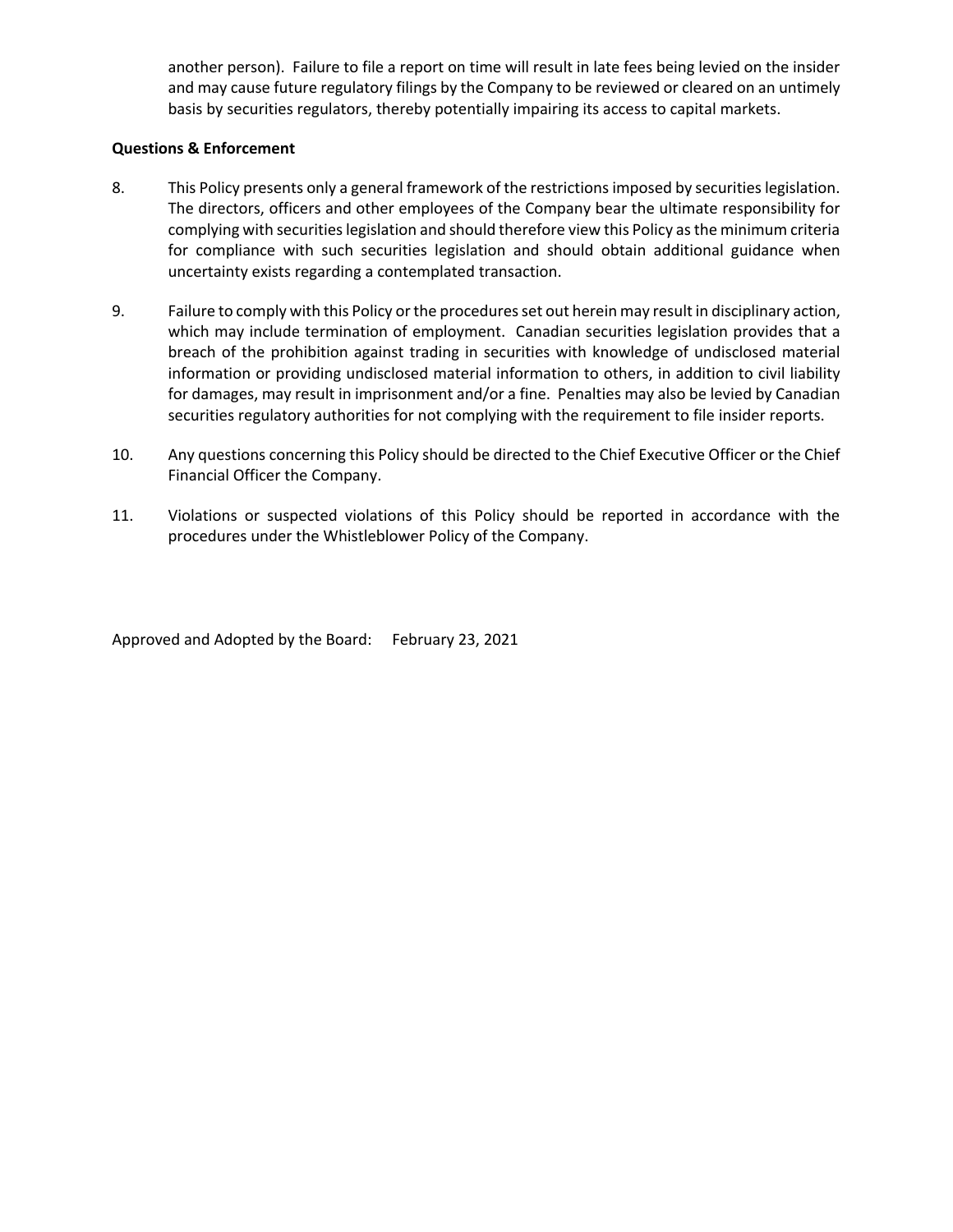another person). Failure to file a report on time will result in late fees being levied on the insider and may cause future regulatory filings by the Company to be reviewed or cleared on an untimely basis by securities regulators, thereby potentially impairing its access to capital markets.

**Questions & Enforcement**

8. This Policy presents only a general framework of the restrictions imposed by securities legislation. The directors, officers and other employees of the Company bear the ultimate responsibility for complying with securities legislation and should therefore view this Policy as the minimum criteria for compliance with such securities legislation and should obtain additional guidance when uncertainty exists regarding a contemplated transaction.

9. Failure to comply with this Policy or the procedures set out herein may result in disciplinary action, which may include termination of employment. Canadian securities legislation provides that a breach of the prohibition against trading in securities with knowledge of undisclosed material information or providing undisclosed material information to others, in addition to civil liability for damages, may result in imprisonment and/or a fine. Penalties may also be levied by Canadian securities regulatory authorities for not complying with the requirement to file insider reports.

10. Any questions concerning this Policy should be directed to the Chief Executive Officer or the Chief Financial Officer the Company.

11. Violations or suspected violations of this Policy should be reported in accordance with the procedures under the Whistleblower Policy of the Company.

Approved and Adopted by the Board: February 23, 2021